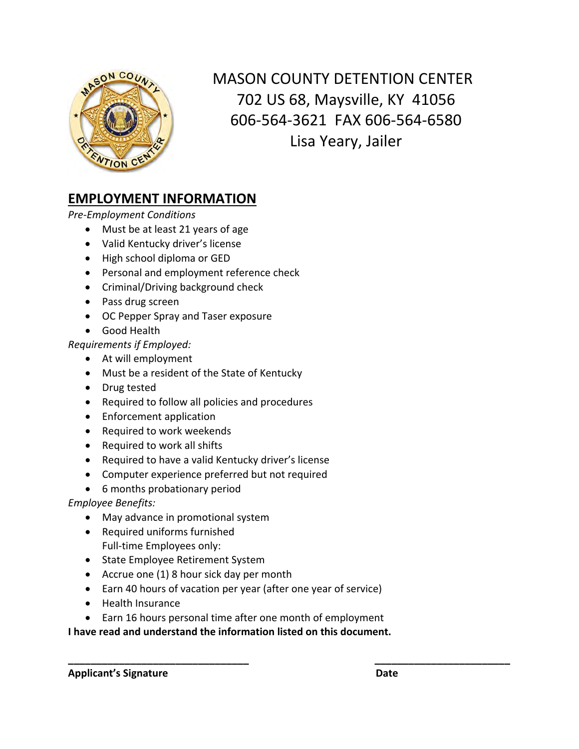# MASON COUNTY DETENTION CENTER

702 US 68, Maysville, KY 41056

606-564-3621 FAX 606-564-6580

Lisa Yeary, Jailer

## EMPLOYMENT INFORMATION

*Pre-Employment Conditions*

- Must be at least 21 years of age
- Valid Kentucky driver's license
- High school diploma or GED
- Personal and employment reference check
- Criminal/Driving background check
- Pass drug screen
- OC Pepper Spray and Taser exposure
- Good Health

*Requirements if Employed:*

- At will employment
- Must be a resident of the State of Kentucky
- Drug tested
- Required to follow all policies and procedures
- Enforcement application
- Required to work weekends
- Required to work all shifts
- Required to have a valid Kentucky driver's license
- Computer experience preferred but not required
- 6 months probationary period

*Employee Benefits:*

- May advance in promotional system
- Required uniforms furnished
  Full-time Employees only:
- State Employee Retirement System
- Accrue one (1) 8 hour sick day per month
- Earn 40 hours of vacation per year (after one year of service)
- Health Insurance
- Earn 16 hours personal time after one month of employment

**I have read and understand the information listed on this document.**

\_\_\_\_\_\_\_\_\_\_\_\_\_\_\_\_\_\_\_\_\_\_\_\_\_\_\_\_\_\_\_\_ \_\_\_\_\_\_\_\_\_\_\_\_\_\_\_\_\_\_\_\_\_\_\_\_

**Applicant's Signature** **Date**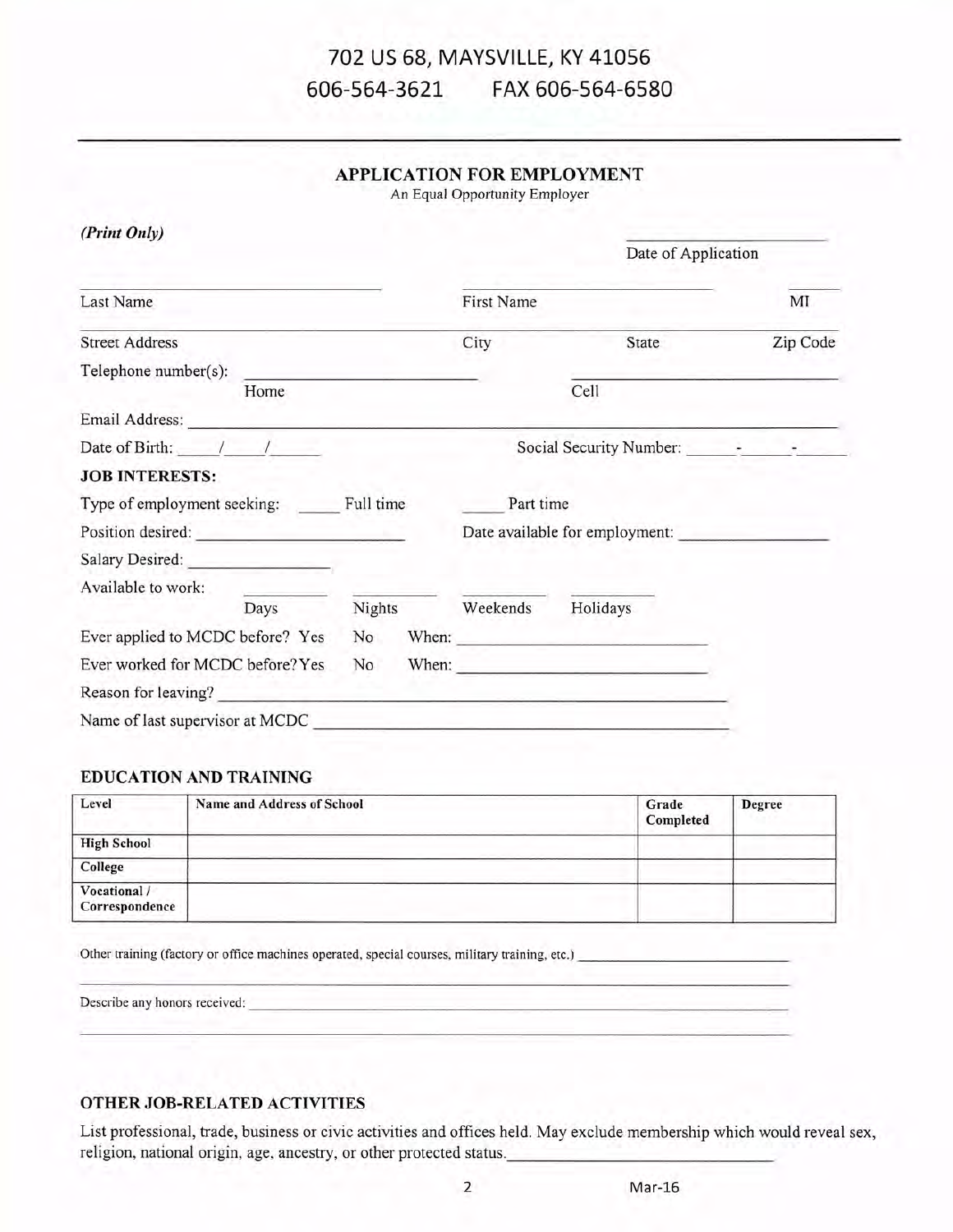702 US 68, MAYSVILLE, KY 41056

606-564-3621 FAX 606-564-6580

## APPLICATION FOR EMPLOYMENT

An Equal Opportunity Employer

*(Print Only)*

Date of Application: ____________

Last Name ____________ First Name ____________ MI ____

Street Address ____________ City ____________ State ____________ Zip Code ____________

Telephone number(s): ____________ Home ____________ Cell

Email Address: ____________

Date of Birth: ____/____/____ Social Security Number: ____-____-____

**JOB INTERESTS:**

Type of employment seeking: ____ Full time ____ Part time

Position desired: ____________ Date available for employment: ____________

Salary Desired: ____________

Available to work: ____ Days ____ Nights ____ Weekends ____ Holidays

Ever applied to MCDC before? Yes No When: ____________

Ever worked for MCDC before? Yes No When: ____________

Reason for leaving? ____________

Name of last supervisor at MCDC ____________

### EDUCATION AND TRAINING

| Level | Name and Address of School | Grade Completed | Degree |
|---|---|---|---|
| High School | | | |
| College | | | |
| Vocational / Correspondence | | | |

Other training (factory or office machines operated, special courses, military training, etc.) ____________

Describe any honors received: ____________

### OTHER JOB-RELATED ACTIVITIES

List professional, trade, business or civic activities and offices held. May exclude membership which would reveal sex, religion, national origin, age, ancestry, or other protected status. ____________

Mar-16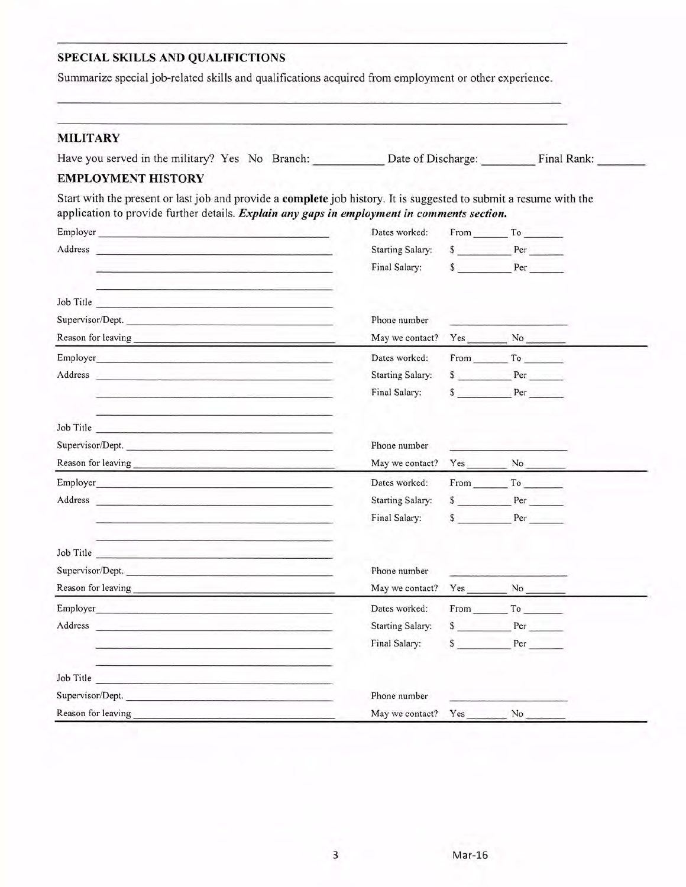## SPECIAL SKILLS AND QUALIFICTIONS

Summarize special job-related skills and qualifications acquired from employment or other experience.

\_\_\_\_\_\_\_\_\_\_\_\_\_\_\_\_\_\_\_\_\_\_\_\_\_\_\_\_\_\_\_\_\_\_\_\_\_\_\_\_\_\_\_\_\_\_\_\_\_\_\_\_\_\_\_\_\_\_\_\_\_\_\_\_\_\_\_\_\_\_\_\_\_\_\_\_

\_\_\_\_\_\_\_\_\_\_\_\_\_\_\_\_\_\_\_\_\_\_\_\_\_\_\_\_\_\_\_\_\_\_\_\_\_\_\_\_\_\_\_\_\_\_\_\_\_\_\_\_\_\_\_\_\_\_\_\_\_\_\_\_\_\_\_\_\_\_\_\_\_\_\_\_

## MILITARY

Have you served in the military? Yes No Branch: \_\_\_\_\_\_\_\_\_\_ Date of Discharge: \_\_\_\_\_\_\_\_ Final Rank: \_\_\_\_\_\_\_

## EMPLOYMENT HISTORY

Start with the present or last job and provide a **complete** job history. It is suggested to submit a resume with the application to provide further details. ***Explain any gaps in employment in comments section.***

Employer \_\_\_\_\_\_\_\_\_\_\_\_\_\_\_\_\_\_\_\_\_\_\_\_\_\_\_\_\_\_\_\_\_\_\_\_ Dates worked: From \_\_\_\_\_\_ To \_\_\_\_\_\_\_

Address \_\_\_\_\_\_\_\_\_\_\_\_\_\_\_\_\_\_\_\_\_\_\_\_\_\_\_\_\_\_\_\_\_\_\_\_ Starting Salary: $ \_\_\_\_\_\_\_\_\_ Per \_\_\_\_\_\_

\_\_\_\_\_\_\_\_\_\_\_\_\_\_\_\_\_\_\_\_\_\_\_\_\_\_\_\_\_\_\_\_\_\_\_\_ Final Salary: $ \_\_\_\_\_\_\_\_\_ Per \_\_\_\_\_\_

\_\_\_\_\_\_\_\_\_\_\_\_\_\_\_\_\_\_\_\_\_\_\_\_\_\_\_\_\_\_\_\_\_\_\_\_

Job Title \_\_\_\_\_\_\_\_\_\_\_\_\_\_\_\_\_\_\_\_\_\_\_\_\_\_\_\_\_\_\_\_\_\_\_\_

Supervisor/Dept. \_\_\_\_\_\_\_\_\_\_\_\_\_\_\_\_\_\_\_\_\_\_\_\_\_\_\_\_\_\_ Phone number \_\_\_\_\_\_\_\_\_\_\_\_\_\_\_\_\_\_\_\_

Reason for leaving \_\_\_\_\_\_\_\_\_\_\_\_\_\_\_\_\_\_\_\_\_\_\_\_\_\_\_\_\_ May we contact? Yes \_\_\_\_\_\_\_ No \_\_\_\_\_\_\_

---

Employer \_\_\_\_\_\_\_\_\_\_\_\_\_\_\_\_\_\_\_\_\_\_\_\_\_\_\_\_\_\_\_\_\_\_\_\_ Dates worked: From \_\_\_\_\_\_ To \_\_\_\_\_\_\_

Address \_\_\_\_\_\_\_\_\_\_\_\_\_\_\_\_\_\_\_\_\_\_\_\_\_\_\_\_\_\_\_\_\_\_\_\_ Starting Salary: $ \_\_\_\_\_\_\_\_\_ Per \_\_\_\_\_\_

\_\_\_\_\_\_\_\_\_\_\_\_\_\_\_\_\_\_\_\_\_\_\_\_\_\_\_\_\_\_\_\_\_\_\_\_ Final Salary: $ \_\_\_\_\_\_\_\_\_ Per \_\_\_\_\_\_

\_\_\_\_\_\_\_\_\_\_\_\_\_\_\_\_\_\_\_\_\_\_\_\_\_\_\_\_\_\_\_\_\_\_\_\_

Job Title \_\_\_\_\_\_\_\_\_\_\_\_\_\_\_\_\_\_\_\_\_\_\_\_\_\_\_\_\_\_\_\_\_\_\_\_

Supervisor/Dept. \_\_\_\_\_\_\_\_\_\_\_\_\_\_\_\_\_\_\_\_\_\_\_\_\_\_\_\_\_\_ Phone number \_\_\_\_\_\_\_\_\_\_\_\_\_\_\_\_\_\_\_\_

Reason for leaving \_\_\_\_\_\_\_\_\_\_\_\_\_\_\_\_\_\_\_\_\_\_\_\_\_\_\_\_\_ May we contact? Yes \_\_\_\_\_\_\_ No \_\_\_\_\_\_\_

---

Employer \_\_\_\_\_\_\_\_\_\_\_\_\_\_\_\_\_\_\_\_\_\_\_\_\_\_\_\_\_\_\_\_\_\_\_\_ Dates worked: From \_\_\_\_\_\_ To \_\_\_\_\_\_\_

Address \_\_\_\_\_\_\_\_\_\_\_\_\_\_\_\_\_\_\_\_\_\_\_\_\_\_\_\_\_\_\_\_\_\_\_\_ Starting Salary: $ \_\_\_\_\_\_\_\_\_ Per \_\_\_\_\_\_

\_\_\_\_\_\_\_\_\_\_\_\_\_\_\_\_\_\_\_\_\_\_\_\_\_\_\_\_\_\_\_\_\_\_\_\_ Final Salary: $ \_\_\_\_\_\_\_\_\_ Per \_\_\_\_\_\_

\_\_\_\_\_\_\_\_\_\_\_\_\_\_\_\_\_\_\_\_\_\_\_\_\_\_\_\_\_\_\_\_\_\_\_\_

Job Title \_\_\_\_\_\_\_\_\_\_\_\_\_\_\_\_\_\_\_\_\_\_\_\_\_\_\_\_\_\_\_\_\_\_\_\_

Supervisor/Dept. \_\_\_\_\_\_\_\_\_\_\_\_\_\_\_\_\_\_\_\_\_\_\_\_\_\_\_\_\_\_ Phone number \_\_\_\_\_\_\_\_\_\_\_\_\_\_\_\_\_\_\_\_

Reason for leaving \_\_\_\_\_\_\_\_\_\_\_\_\_\_\_\_\_\_\_\_\_\_\_\_\_\_\_\_\_ May we contact? Yes \_\_\_\_\_\_\_ No \_\_\_\_\_\_\_

---

Employer \_\_\_\_\_\_\_\_\_\_\_\_\_\_\_\_\_\_\_\_\_\_\_\_\_\_\_\_\_\_\_\_\_\_\_\_ Dates worked: From \_\_\_\_\_\_ To \_\_\_\_\_\_\_

Address \_\_\_\_\_\_\_\_\_\_\_\_\_\_\_\_\_\_\_\_\_\_\_\_\_\_\_\_\_\_\_\_\_\_\_\_ Starting Salary: $ \_\_\_\_\_\_\_\_\_ Per \_\_\_\_\_\_

\_\_\_\_\_\_\_\_\_\_\_\_\_\_\_\_\_\_\_\_\_\_\_\_\_\_\_\_\_\_\_\_\_\_\_\_ Final Salary: $ \_\_\_\_\_\_\_\_\_ Per \_\_\_\_\_\_

\_\_\_\_\_\_\_\_\_\_\_\_\_\_\_\_\_\_\_\_\_\_\_\_\_\_\_\_\_\_\_\_\_\_\_\_

Job Title \_\_\_\_\_\_\_\_\_\_\_\_\_\_\_\_\_\_\_\_\_\_\_\_\_\_\_\_\_\_\_\_\_\_\_\_

Supervisor/Dept. \_\_\_\_\_\_\_\_\_\_\_\_\_\_\_\_\_\_\_\_\_\_\_\_\_\_\_\_\_\_ Phone number \_\_\_\_\_\_\_\_\_\_\_\_\_\_\_\_\_\_\_\_

Reason for leaving \_\_\_\_\_\_\_\_\_\_\_\_\_\_\_\_\_\_\_\_\_\_\_\_\_\_\_\_\_ May we contact? Yes \_\_\_\_\_\_\_ No \_\_\_\_\_\_\_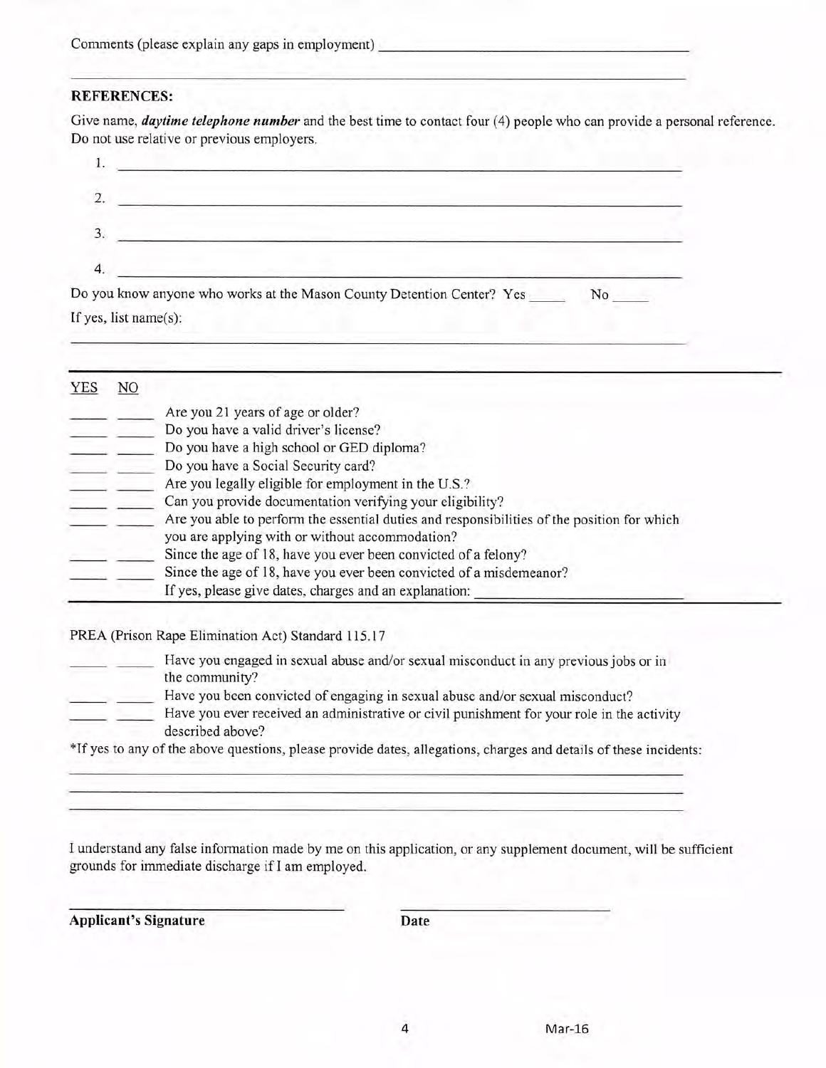Comments (please explain any gaps in employment) ________________________________________

________________________________________________________________________________

## REFERENCES:

Give name, ***daytime telephone number*** and the best time to contact four (4) people who can provide a personal reference. Do not use relative or previous employers.

1. ________________________________________________________________________________
2. ________________________________________________________________________________
3. ________________________________________________________________________________
4. ________________________________________________________________________________

Do you know anyone who works at the Mason County Detention Center? Yes _____ No _____

If yes, list name(s):

________________________________________________________________________________

---

| YES | NO | |
|---|---|---|
| _____ | _____ | Are you 21 years of age or older? |
| _____ | _____ | Do you have a valid driver's license? |
| _____ | _____ | Do you have a high school or GED diploma? |
| _____ | _____ | Do you have a Social Security card? |
| _____ | _____ | Are you legally eligible for employment in the U.S.? |
| _____ | _____ | Can you provide documentation verifying your eligibility? |
| _____ | _____ | Are you able to perform the essential duties and responsibilities of the position for which you are applying with or without accommodation? |
| _____ | _____ | Since the age of 18, have you ever been convicted of a felony? |
| _____ | _____ | Since the age of 18, have you ever been convicted of a misdemeanor? |
| | | If yes, please give dates, charges and an explanation: ____________________ |

---

PREA (Prison Rape Elimination Act) Standard 115.17

| | | |
|---|---|---|
| _____ | _____ | Have you engaged in sexual abuse and/or sexual misconduct in any previous jobs or in the community? |
| _____ | _____ | Have you been convicted of engaging in sexual abuse and/or sexual misconduct? |
| _____ | _____ | Have you ever received an administrative or civil punishment for your role in the activity described above? |

*If yes to any of the above questions, please provide dates, allegations, charges and details of these incidents:

________________________________________________________________________________

________________________________________________________________________________

________________________________________________________________________________

I understand any false information made by me on this application, or any supplement document, will be sufficient grounds for immediate discharge if I am employed.

______________________________ ______________________

**Applicant's Signature** **Date**

Mar-16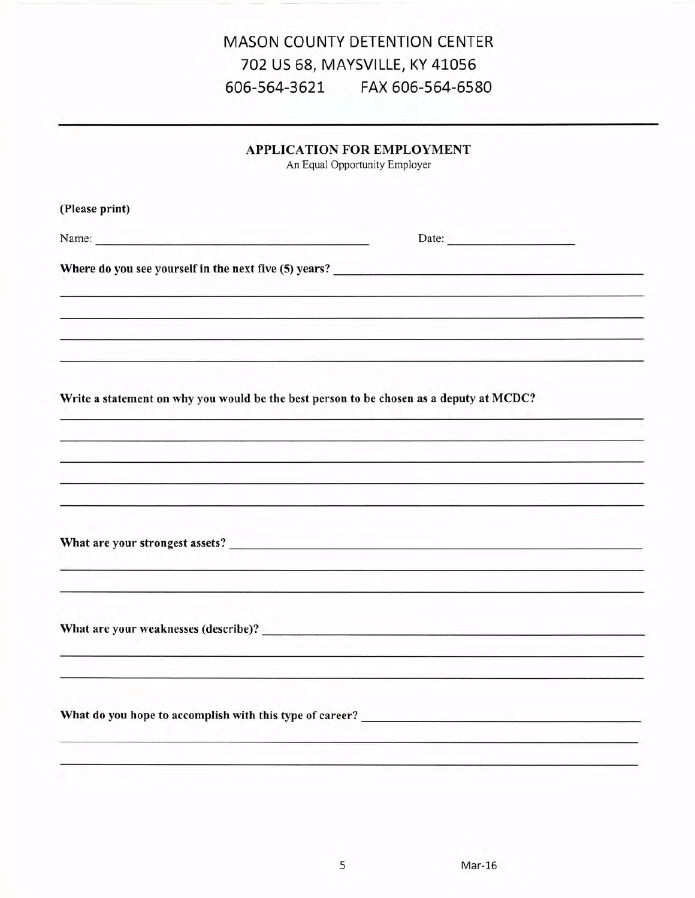# MASON COUNTY DETENTION CENTER
702 US 68, MAYSVILLE, KY 41056
606-564-3621 FAX 606-564-6580

## APPLICATION FOR EMPLOYMENT

An Equal Opportunity Employer

**(Please print)**

Name: ______________________________ Date: ____________________

**Where do you see yourself in the next five (5) years?** ______________________________

______________________________

______________________________

______________________________

______________________________

**Write a statement on why you would be the best person to be chosen as a deputy at MCDC?**

______________________________

______________________________

______________________________

______________________________

______________________________

**What are your strongest assets?** ______________________________

______________________________

______________________________

**What are your weaknesses (describe)?** ______________________________

______________________________

______________________________

**What do you hope to accomplish with this type of career?** ______________________________

______________________________

______________________________

Mar-16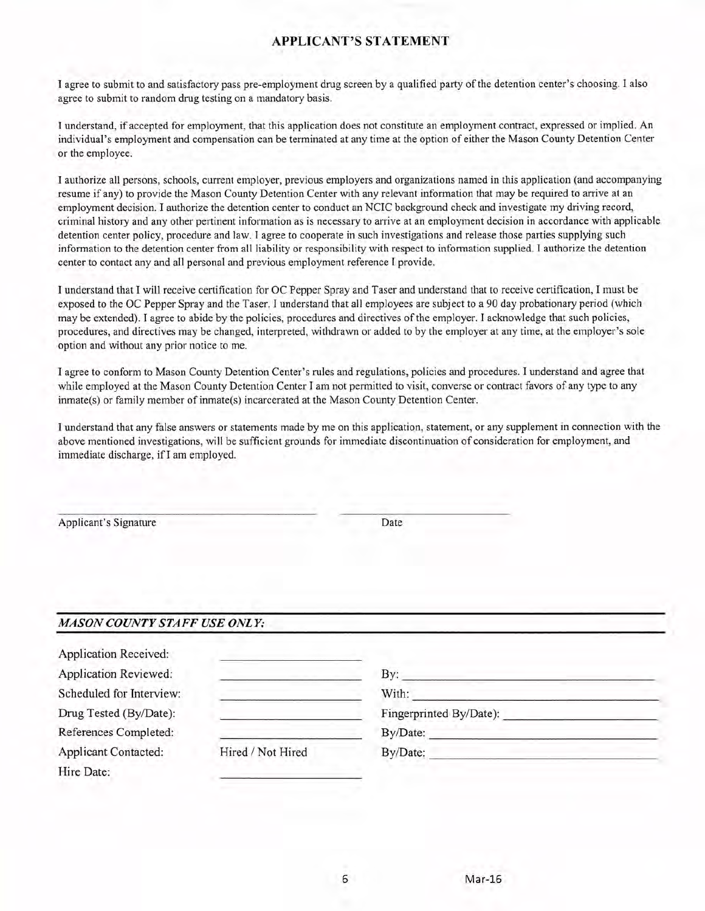## APPLICANT'S STATEMENT

I agree to submit to and satisfactory pass pre-employment drug screen by a qualified party of the detention center's choosing. I also agree to submit to random drug testing on a mandatory basis.

I understand, if accepted for employment, that this application does not constitute an employment contract, expressed or implied. An individual's employment and compensation can be terminated at any time at the option of either the Mason County Detention Center or the employee.

I authorize all persons, schools, current employer, previous employers and organizations named in this application (and accompanying resume if any) to provide the Mason County Detention Center with any relevant information that may be required to arrive at an employment decision. I authorize the detention center to conduct an NCIC background check and investigate my driving record, criminal history and any other pertinent information as is necessary to arrive at an employment decision in accordance with applicable detention center policy, procedure and law. I agree to cooperate in such investigations and release those parties supplying such information to the detention center from all liability or responsibility with respect to information supplied. I authorize the detention center to contact any and all personal and previous employment reference I provide.

I understand that I will receive certification for OC Pepper Spray and Taser and understand that to receive certification, I must be exposed to the OC Pepper Spray and the Taser. I understand that all employees are subject to a 90 day probationary period (which may be extended). I agree to abide by the policies, procedures and directives of the employer. I acknowledge that such policies, procedures, and directives may be changed, interpreted, withdrawn or added to by the employer at any time, at the employer's sole option and without any prior notice to me.

I agree to conform to Mason County Detention Center's rules and regulations, policies and procedures. I understand and agree that while employed at the Mason County Detention Center I am not permitted to visit, converse or contract favors of any type to any inmate(s) or family member of inmate(s) incarcerated at the Mason County Detention Center.

I understand that any false answers or statements made by me on this application, statement, or any supplement in connection with the above mentioned investigations, will be sufficient grounds for immediate discontinuation of consideration for employment, and immediate discharge, if I am employed.

\_\_\_\_\_\_\_\_\_\_\_\_\_\_\_\_\_\_\_\_\_\_\_\_\_\_\_\_\_\_\_\_\_\_\_\_ \_\_\_\_\_\_\_\_\_\_\_\_\_\_\_\_\_\_\_\_

Applicant's Signature Date

***MASON COUNTY STAFF USE ONLY:***

| | | |
|---|---|---|
| Application Received: | \_\_\_\_\_\_\_\_\_\_\_\_ | |
| Application Reviewed: | \_\_\_\_\_\_\_\_\_\_\_\_ | By: \_\_\_\_\_\_\_\_\_\_\_\_ |
| Scheduled for Interview: | \_\_\_\_\_\_\_\_\_\_\_\_ | With: \_\_\_\_\_\_\_\_\_\_\_\_ |
| Drug Tested (By/Date): | \_\_\_\_\_\_\_\_\_\_\_\_ | Fingerprinted By/Date): \_\_\_\_\_\_\_\_\_\_\_\_ |
| References Completed: | \_\_\_\_\_\_\_\_\_\_\_\_ | By/Date: \_\_\_\_\_\_\_\_\_\_\_\_ |
| Applicant Contacted: | Hired / Not Hired | By/Date: \_\_\_\_\_\_\_\_\_\_\_\_ |
| Hire Date: | \_\_\_\_\_\_\_\_\_\_\_\_ | |

Mar-16